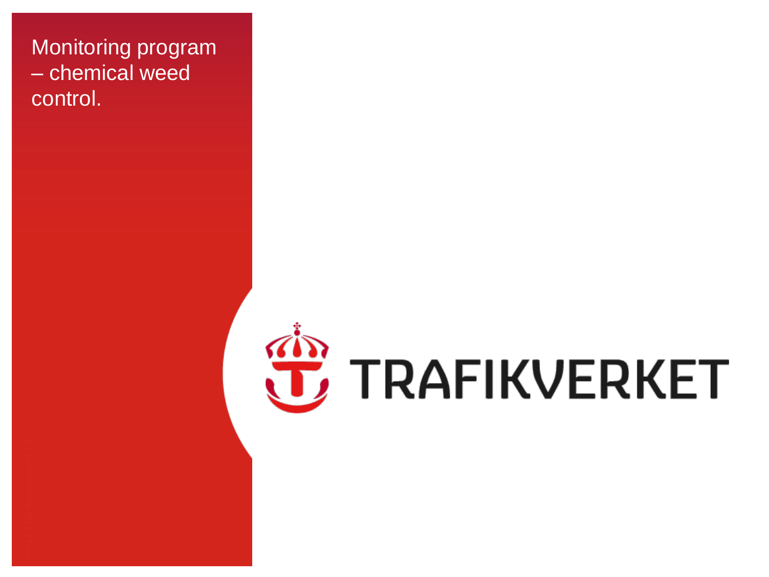# Monitoring program – chemical weed control.

TRAFIKVERKET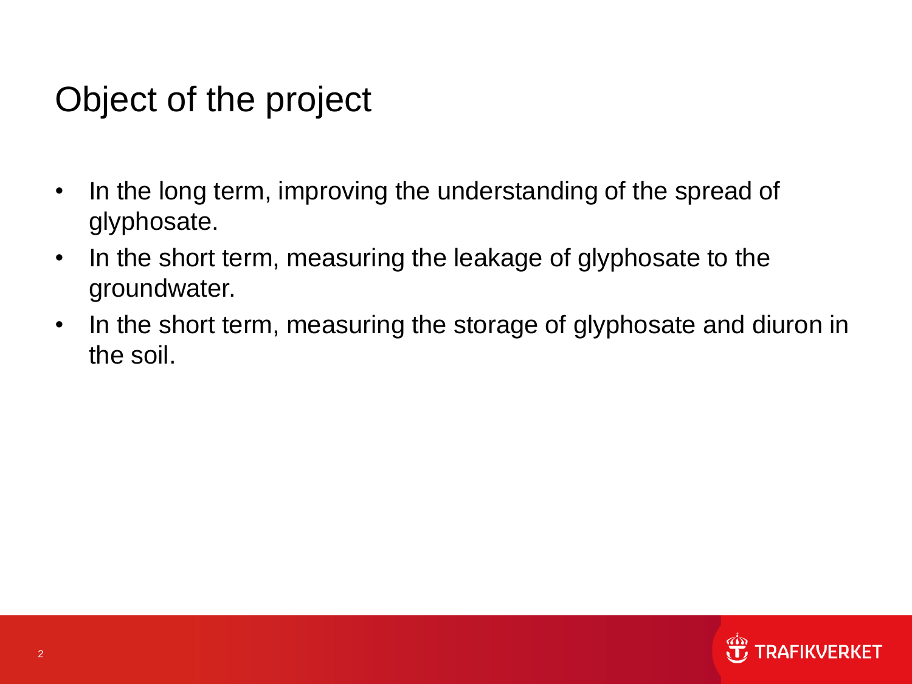# Object of the project

- In the long term, improving the understanding of the spread of glyphosate.
- In the short term, measuring the leakage of glyphosate to the groundwater.
- In the short term, measuring the storage of glyphosate and diuron in the soil.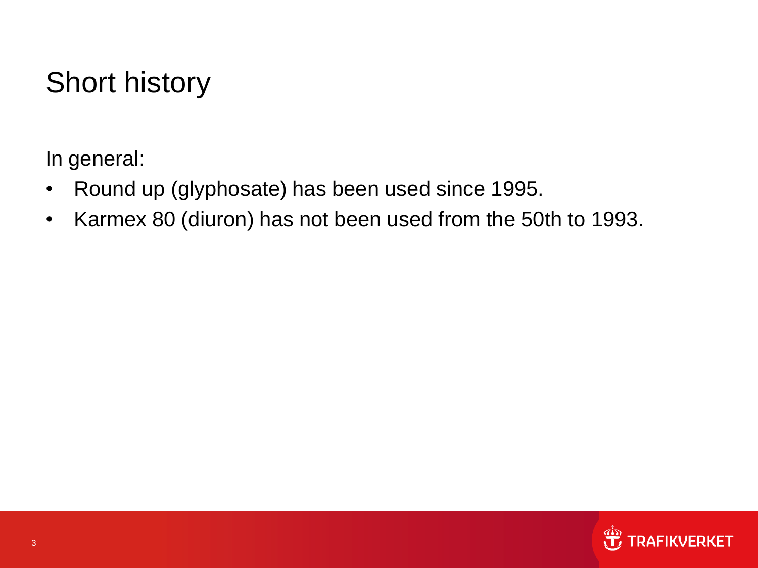# Short history

In general:

- Round up (glyphosate) has been used since 1995.
- Karmex 80 (diuron) has not been used from the 50th to 1993.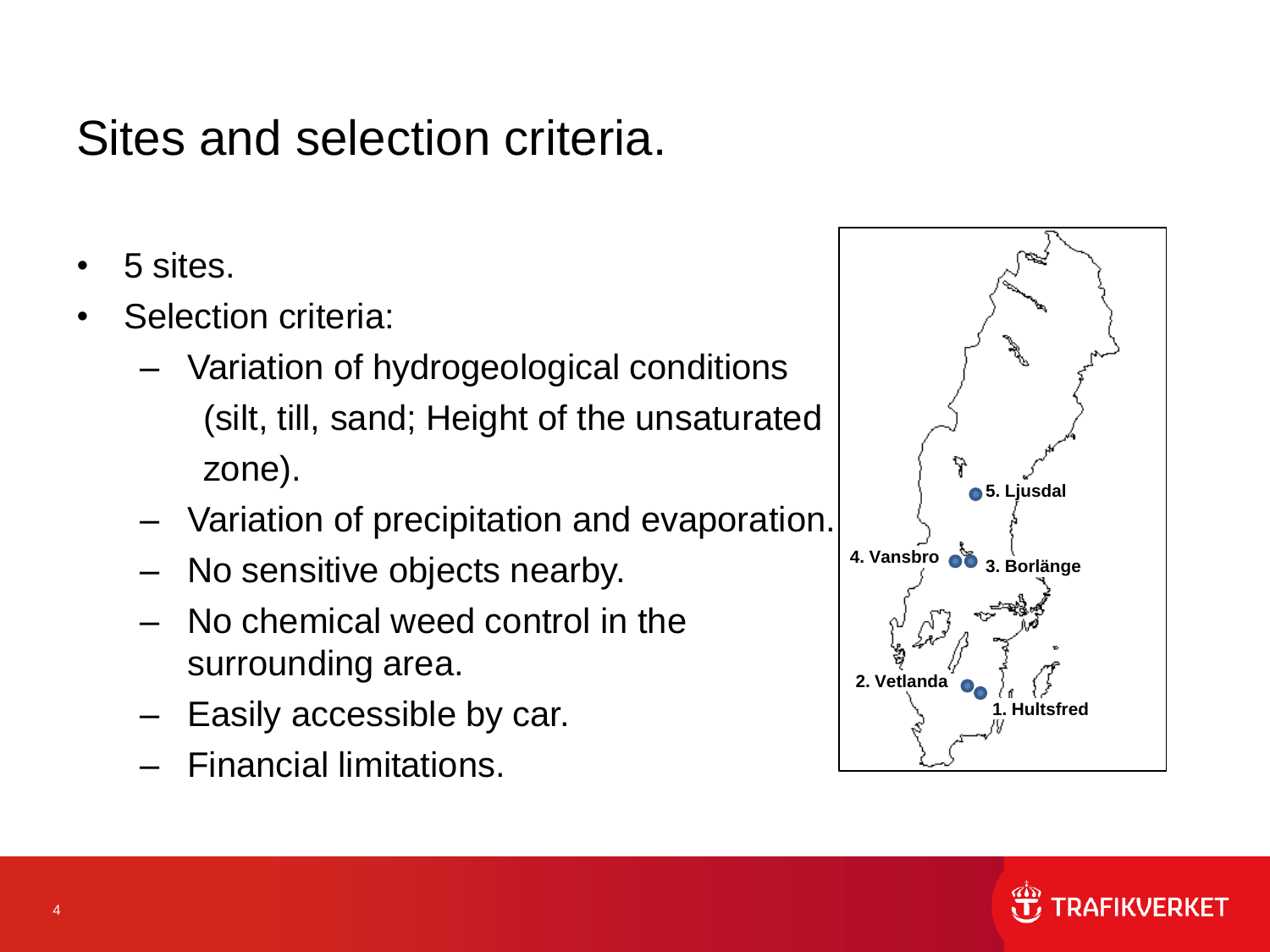# Sites and selection criteria.

- 5 sites.
- Selection criteria:
  - Variation of hydrogeological conditions (silt, till, sand; Height of the unsaturated zone).
  - Variation of precipitation and evaporation.
  - No sensitive objects nearby.
  - No chemical weed control in the surrounding area.
  - Easily accessible by car.
  - Financial limitations.

5. Ljusdal
4. Vansbro
3. Borlänge
2. Vetlanda
1. Hultsfred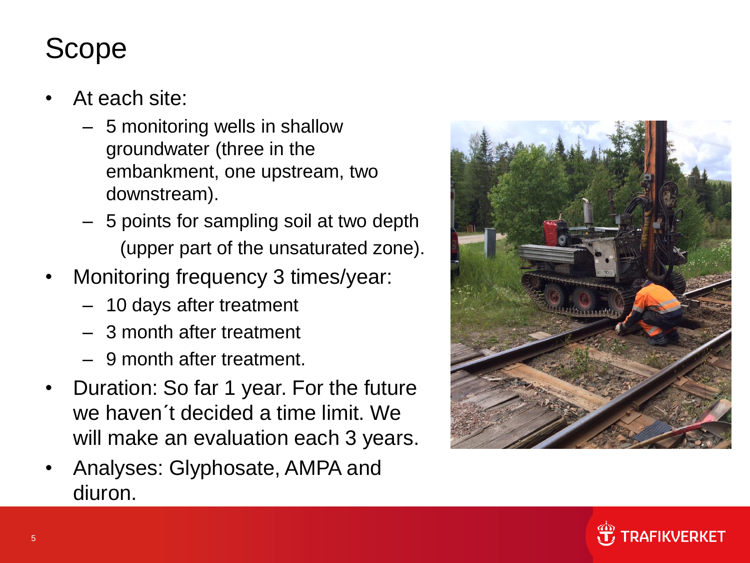# Scope

- At each site:
  - 5 monitoring wells in shallow groundwater (three in the embankment, one upstream, two downstream).
  - 5 points for sampling soil at two depth (upper part of the unsaturated zone).
- Monitoring frequency 3 times/year:
  - 10 days after treatment
  - 3 month after treatment
  - 9 month after treatment.
- Duration: So far 1 year. For the future we haven´t decided a time limit. We will make an evaluation each 3 years.
- Analyses: Glyphosate, AMPA and diuron.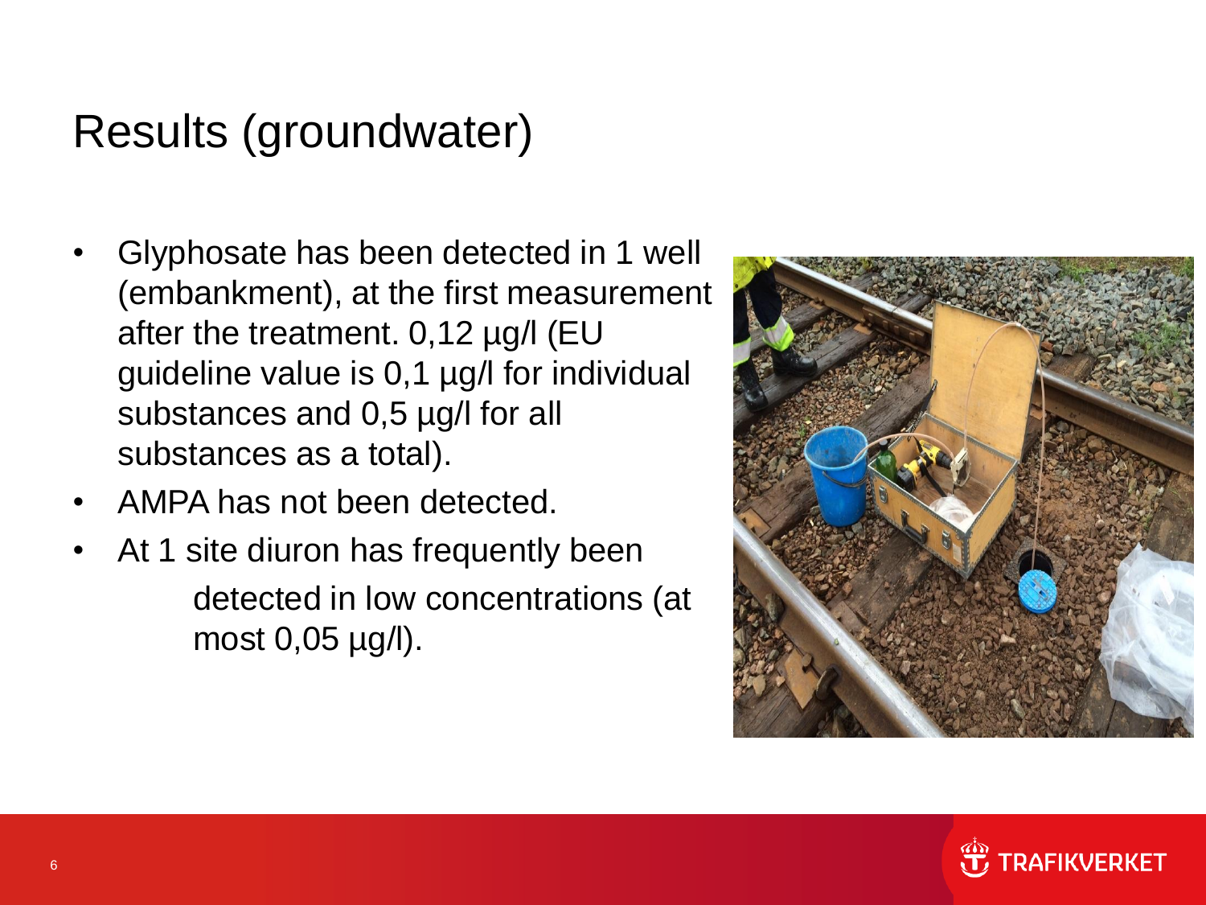# Results (groundwater)

- Glyphosate has been detected in 1 well (embankment), at the first measurement after the treatment. 0,12 µg/l (EU guideline value is 0,1 µg/l for individual substances and 0,5 µg/l for all substances as a total).
- AMPA has not been detected.
- At 1 site diuron has frequently been detected in low concentrations (at most 0,05 µg/l).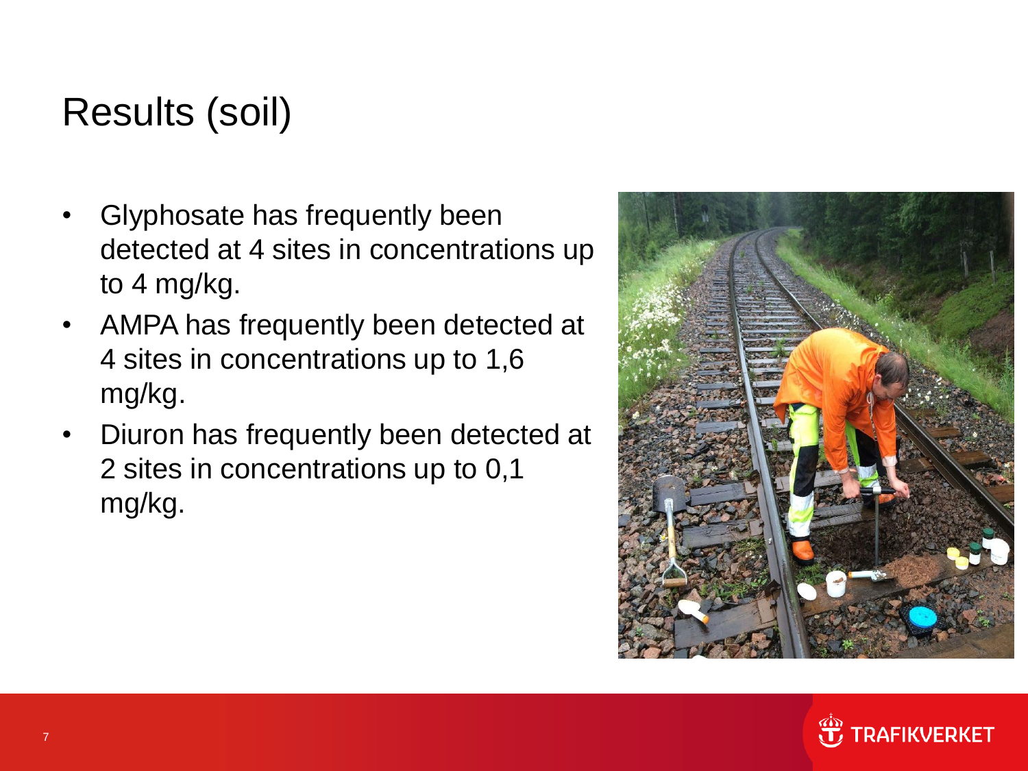# Results (soil)

- Glyphosate has frequently been detected at 4 sites in concentrations up to 4 mg/kg.
- AMPA has frequently been detected at 4 sites in concentrations up to 1,6 mg/kg.
- Diuron has frequently been detected at 2 sites in concentrations up to 0,1 mg/kg.